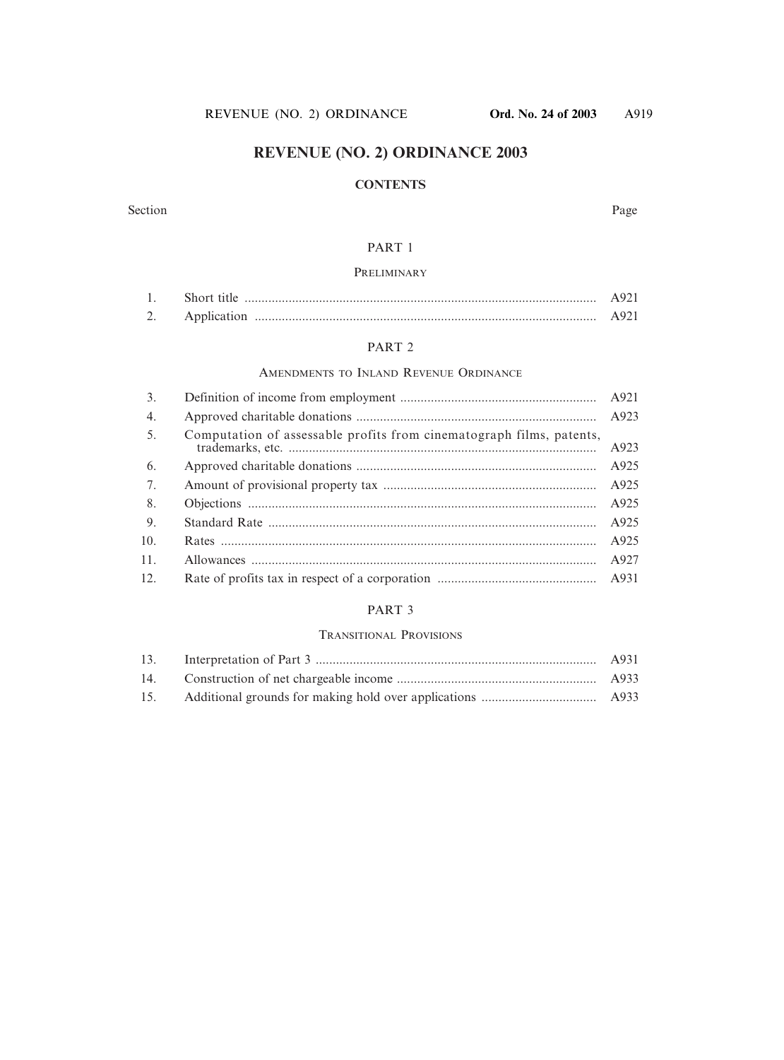# REVENUE (NO. 2) ORDINANCE 2003

## CONTENTS

| Section | | Page |
|---|---|---|
| | **PART 1** | |
| | PRELIMINARY | |
| 1. | Short title | A921 |
| 2. | Application | A921 |
| | **PART 2** | |
| | AMENDMENTS TO INLAND REVENUE ORDINANCE | |
| 3. | Definition of income from employment | A921 |
| 4. | Approved charitable donations | A923 |
| 5. | Computation of assessable profits from cinematograph films, patents, trademarks, etc. | A923 |
| 6. | Approved charitable donations | A925 |
| 7. | Amount of provisional property tax | A925 |
| 8. | Objections | A925 |
| 9. | Standard Rate | A925 |
| 10. | Rates | A925 |
| 11. | Allowances | A927 |
| 12. | Rate of profits tax in respect of a corporation | A931 |
| | **PART 3** | |
| | TRANSITIONAL PROVISIONS | |
| 13. | Interpretation of Part 3 | A931 |
| 14. | Construction of net chargeable income | A933 |
| 15. | Additional grounds for making hold over applications | A933 |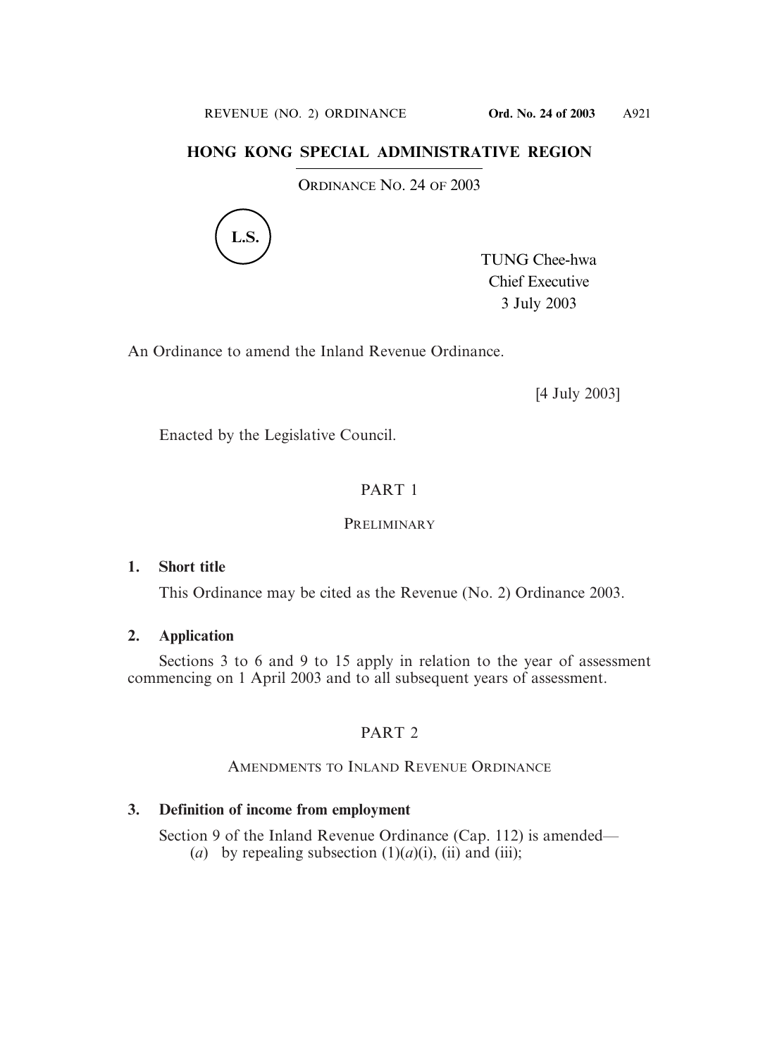# HONG KONG SPECIAL ADMINISTRATIVE REGION

ORDINANCE NO. 24 OF 2003

L.S.

TUNG Chee-hwa
Chief Executive
3 July 2003

An Ordinance to amend the Inland Revenue Ordinance.

[4 July 2003]

Enacted by the Legislative Council.

## PART 1

### PRELIMINARY

**1. Short title**

This Ordinance may be cited as the Revenue (No. 2) Ordinance 2003.

**2. Application**

Sections 3 to 6 and 9 to 15 apply in relation to the year of assessment commencing on 1 April 2003 and to all subsequent years of assessment.

## PART 2

### AMENDMENTS TO INLAND REVENUE ORDINANCE

**3. Definition of income from employment**

Section 9 of the Inland Revenue Ordinance (Cap. 112) is amended—

(*a*) by repealing subsection (1)(*a*)(i), (ii) and (iii);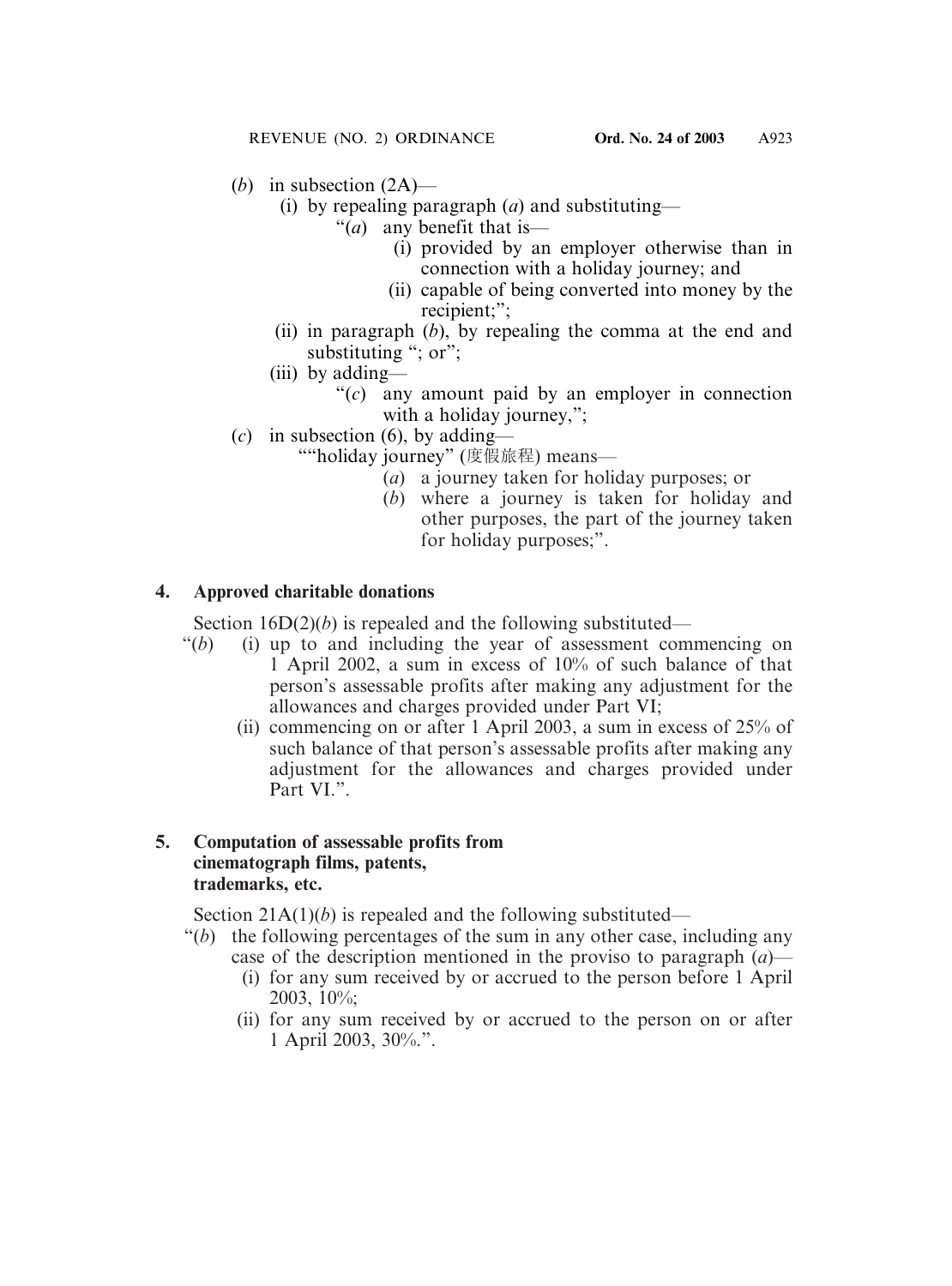(*b*) in subsection (2A)—

(i) by repealing paragraph (*a*) and substituting—

"(*a*) any benefit that is—

(i) provided by an employer otherwise than in connection with a holiday journey; and

(ii) capable of being converted into money by the recipient;";

(ii) in paragraph (*b*), by repealing the comma at the end and substituting "; or";

(iii) by adding—

"(*c*) any amount paid by an employer in connection with a holiday journey,";

(*c*) in subsection (6), by adding—

""holiday journey" (度假旅程) means—

(*a*) a journey taken for holiday purposes; or

(*b*) where a journey is taken for holiday and other purposes, the part of the journey taken for holiday purposes;".

**4. Approved charitable donations**

Section 16D(2)(*b*) is repealed and the following substituted—

"(*b*) (i) up to and including the year of assessment commencing on 1 April 2002, a sum in excess of 10% of such balance of that person's assessable profits after making any adjustment for the allowances and charges provided under Part VI;

(ii) commencing on or after 1 April 2003, a sum in excess of 25% of such balance of that person's assessable profits after making any adjustment for the allowances and charges provided under Part VI.".

**5. Computation of assessable profits from cinematograph films, patents, trademarks, etc.**

Section 21A(1)(*b*) is repealed and the following substituted—

"(*b*) the following percentages of the sum in any other case, including any case of the description mentioned in the proviso to paragraph (*a*)—

(i) for any sum received by or accrued to the person before 1 April 2003, 10%;

(ii) for any sum received by or accrued to the person on or after 1 April 2003, 30%.".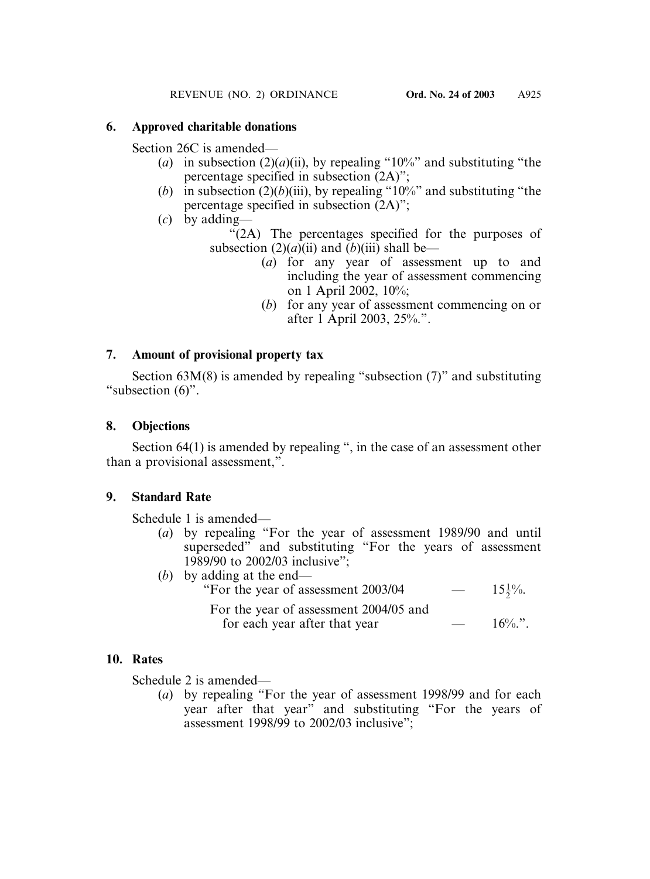### 6. Approved charitable donations

Section 26C is amended—

(*a*) in subsection (2)(*a*)(ii), by repealing "10%" and substituting "the percentage specified in subsection (2A)";

(*b*) in subsection (2)(*b*)(iii), by repealing "10%" and substituting "the percentage specified in subsection (2A)";

(*c*) by adding—

"(2A) The percentages specified for the purposes of subsection (2)(*a*)(ii) and (*b*)(iii) shall be—

(*a*) for any year of assessment up to and including the year of assessment commencing on 1 April 2002, 10%;

(*b*) for any year of assessment commencing on or after 1 April 2003, 25%.".

### 7. Amount of provisional property tax

Section 63M(8) is amended by repealing "subsection (7)" and substituting "subsection (6)".

### 8. Objections

Section 64(1) is amended by repealing ", in the case of an assessment other than a provisional assessment,".

### 9. Standard Rate

Schedule 1 is amended—

(*a*) by repealing "For the year of assessment 1989/90 and until superseded" and substituting "For the years of assessment 1989/90 to 2002/03 inclusive";

(*b*) by adding at the end—

"For the year of assessment 2003/04 — $15\frac{1}{2}$%.

For the year of assessment 2004/05 and for each year after that year — 16%.".

### 10. Rates

Schedule 2 is amended—

(*a*) by repealing "For the year of assessment 1998/99 and for each year after that year" and substituting "For the years of assessment 1998/99 to 2002/03 inclusive";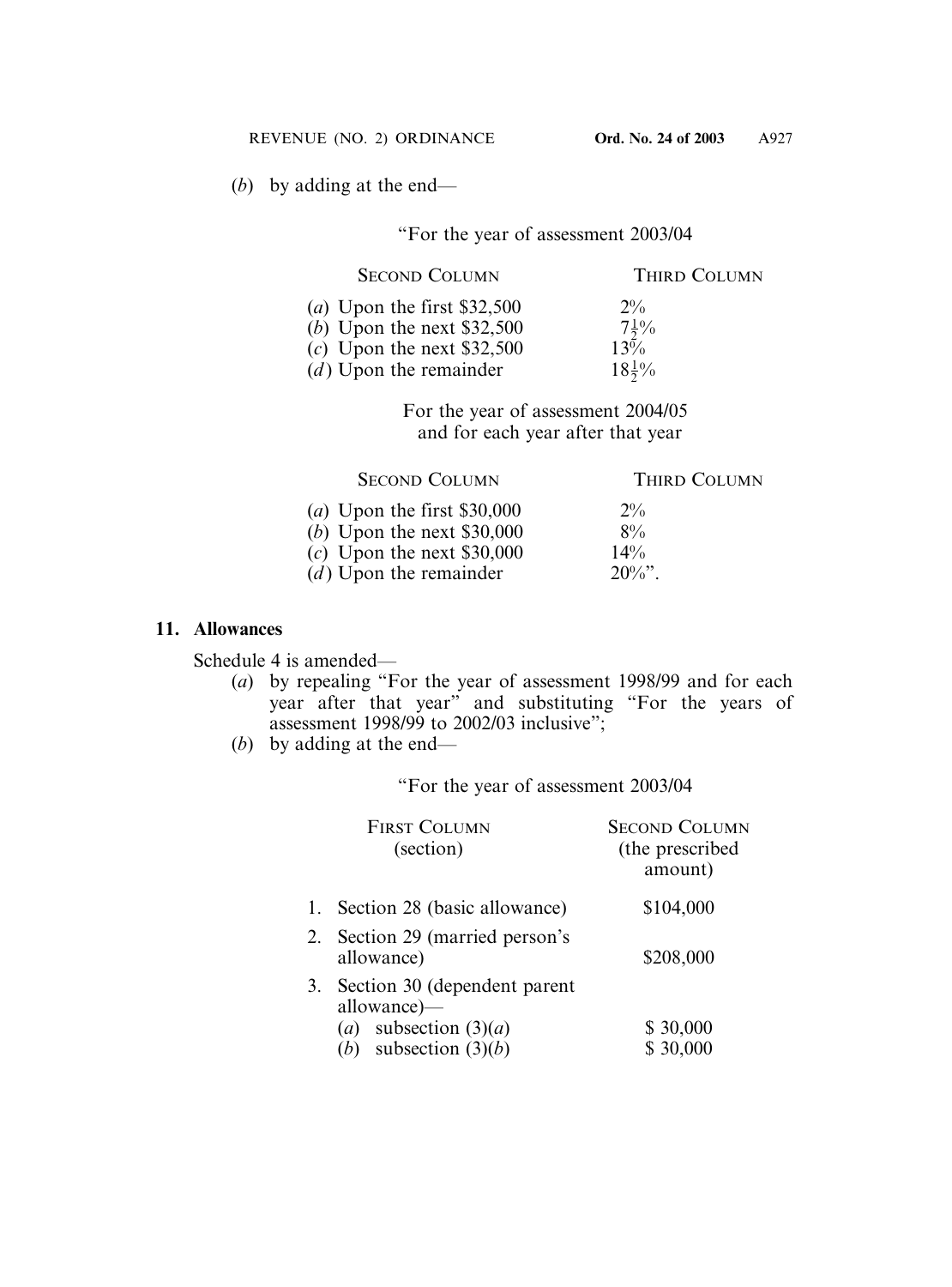(*b*) by adding at the end—

"For the year of assessment 2003/04

| SECOND COLUMN | THIRD COLUMN |
|---|---|
| (*a*) Upon the first $32,500 | 2% |
| (*b*) Upon the next $32,500 | $7\frac{1}{2}$% |
| (*c*) Upon the next $32,500 | 13% |
| (*d*) Upon the remainder | $18\frac{1}{2}$% |

For the year of assessment 2004/05 and for each year after that year

| SECOND COLUMN | THIRD COLUMN |
|---|---|
| (*a*) Upon the first $30,000 | 2% |
| (*b*) Upon the next $30,000 | 8% |
| (*c*) Upon the next $30,000 | 14% |
| (*d*) Upon the remainder | 20%". |

**11. Allowances**

Schedule 4 is amended—

(*a*) by repealing "For the year of assessment 1998/99 and for each year after that year" and substituting "For the years of assessment 1998/99 to 2002/03 inclusive";

(*b*) by adding at the end—

"For the year of assessment 2003/04

| FIRST COLUMN (section) | SECOND COLUMN (the prescribed amount) |
|---|---|
| 1. Section 28 (basic allowance) | $104,000 |
| 2. Section 29 (married person's allowance) | $208,000 |
| 3. Section 30 (dependent parent allowance)— | |
| (*a*) subsection (3)(*a*) | $ 30,000 |
| (*b*) subsection (3)(*b*) | $ 30,000 |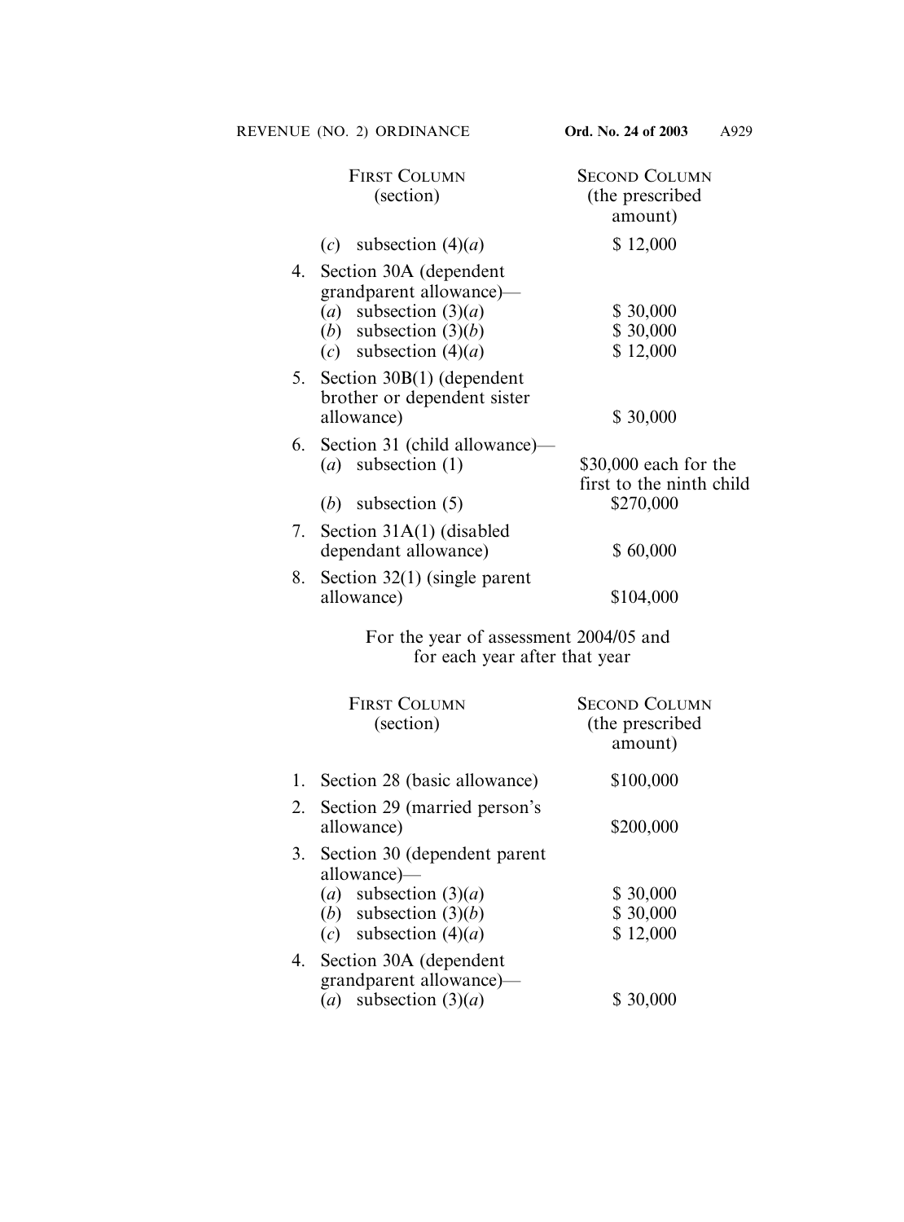| First Column (section) | Second Column (the prescribed amount) |
|---|---|
| (*c*) subsection (4)(*a*) | $ 12,000 |
| 4. Section 30A (dependent grandparent allowance)— | |
| (*a*) subsection (3)(*a*) | $ 30,000 |
| (*b*) subsection (3)(*b*) | $ 30,000 |
| (*c*) subsection (4)(*a*) | $ 12,000 |
| 5. Section 30B(1) (dependent brother or dependent sister allowance) | $ 30,000 |
| 6. Section 31 (child allowance)— | |
| (*a*) subsection (1) | $30,000 each for the first to the ninth child |
| (*b*) subsection (5) | $270,000 |
| 7. Section 31A(1) (disabled dependant allowance) | $ 60,000 |
| 8. Section 32(1) (single parent allowance) | $104,000 |

For the year of assessment 2004/05 and for each year after that year

| First Column (section) | Second Column (the prescribed amount) |
|---|---|
| 1. Section 28 (basic allowance) | $100,000 |
| 2. Section 29 (married person's allowance) | $200,000 |
| 3. Section 30 (dependent parent allowance)— | |
| (*a*) subsection (3)(*a*) | $ 30,000 |
| (*b*) subsection (3)(*b*) | $ 30,000 |
| (*c*) subsection (4)(*a*) | $ 12,000 |
| 4. Section 30A (dependent grandparent allowance)— | |
| (*a*) subsection (3)(*a*) | $ 30,000 |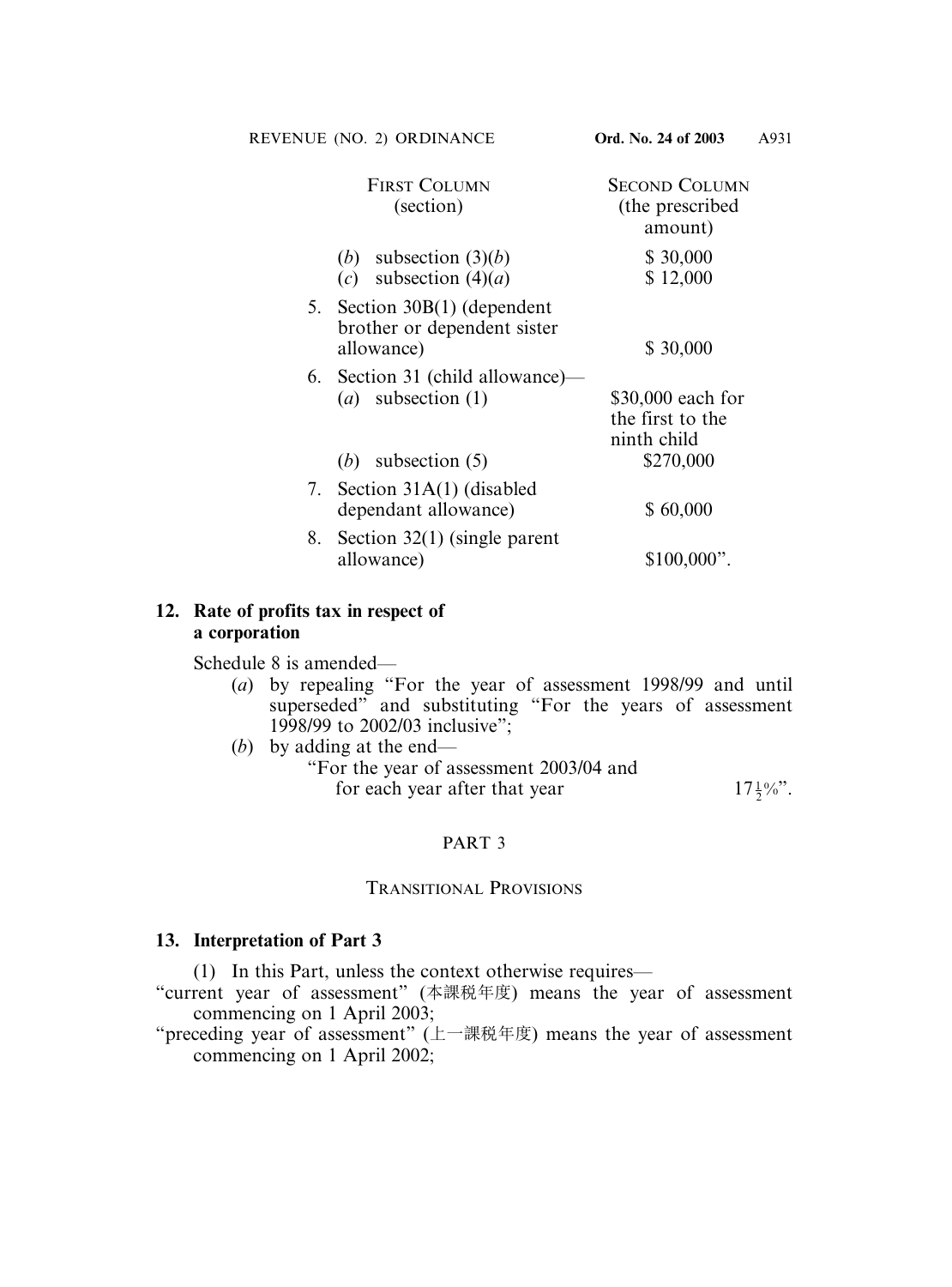| First Column (section) | Second Column (the prescribed amount) |
|---|---|
| (*b*) subsection (3)(*b*) | $ 30,000 |
| (*c*) subsection (4)(*a*) | $ 12,000 |
| 5. Section 30B(1) (dependent brother or dependent sister allowance) | $ 30,000 |
| 6. Section 31 (child allowance)— | |
| (*a*) subsection (1) | $30,000 each for the first to the ninth child |
| (*b*) subsection (5) | $270,000 |
| 7. Section 31A(1) (disabled dependant allowance) | $ 60,000 |
| 8. Section 32(1) (single parent allowance) | $100,000”. |

**12. Rate of profits tax in respect of a corporation**

Schedule 8 is amended—

(*a*) by repealing “For the year of assessment 1998/99 and until superseded” and substituting “For the years of assessment 1998/99 to 2002/03 inclusive”;

(*b*) by adding at the end—

“For the year of assessment 2003/04 and for each year after that year $17\frac{1}{2}\%$”.

PART 3

TRANSITIONAL PROVISIONS

**13. Interpretation of Part 3**

(1) In this Part, unless the context otherwise requires—

“current year of assessment” (本課稅年度) means the year of assessment commencing on 1 April 2003;

“preceding year of assessment” (上一課稅年度) means the year of assessment commencing on 1 April 2002;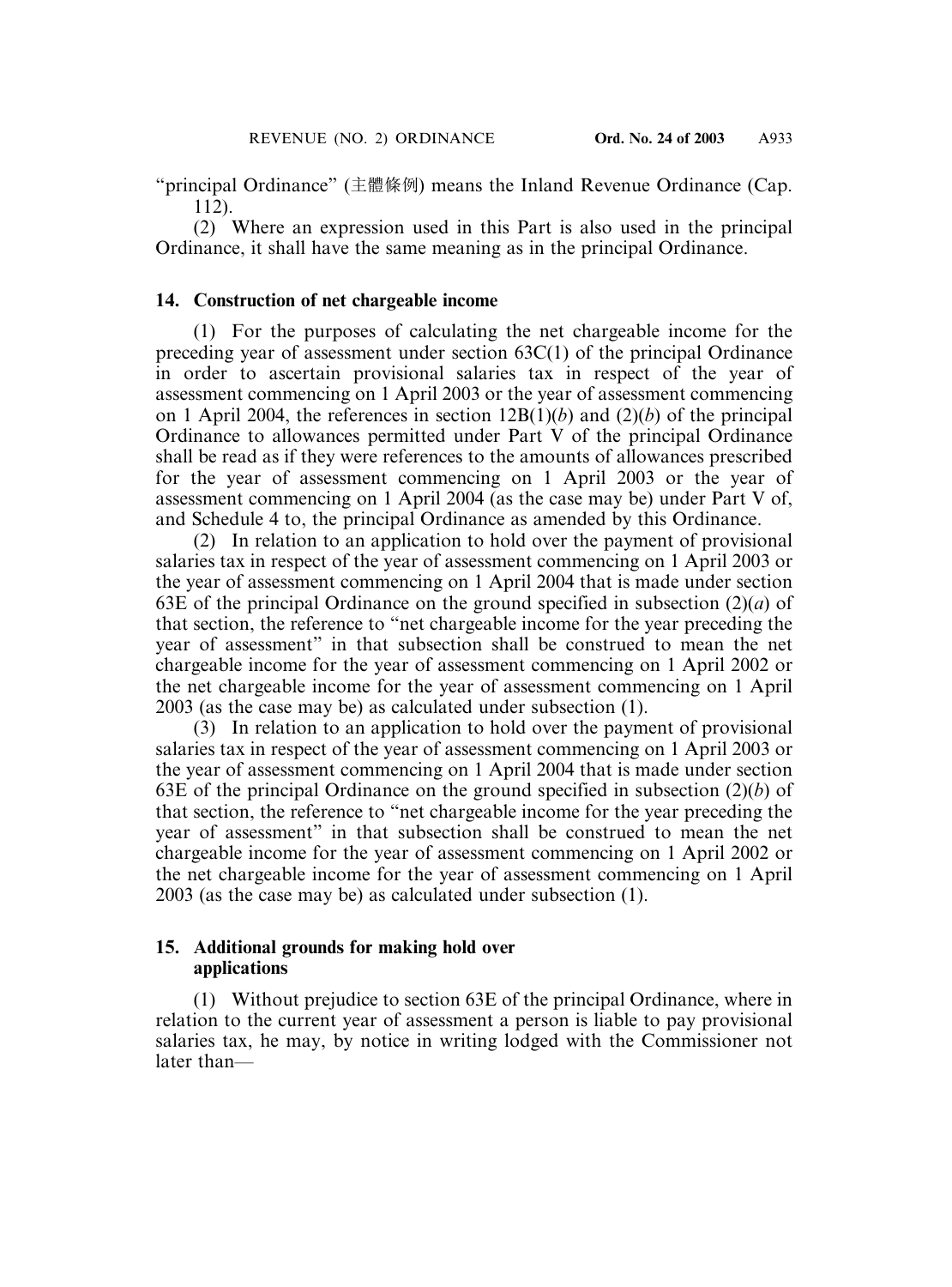"principal Ordinance" (主體條例) means the Inland Revenue Ordinance (Cap. 112).

(2) Where an expression used in this Part is also used in the principal Ordinance, it shall have the same meaning as in the principal Ordinance.

**14. Construction of net chargeable income**

(1) For the purposes of calculating the net chargeable income for the preceding year of assessment under section 63C(1) of the principal Ordinance in order to ascertain provisional salaries tax in respect of the year of assessment commencing on 1 April 2003 or the year of assessment commencing on 1 April 2004, the references in section 12B(1)(*b*) and (2)(*b*) of the principal Ordinance to allowances permitted under Part V of the principal Ordinance shall be read as if they were references to the amounts of allowances prescribed for the year of assessment commencing on 1 April 2003 or the year of assessment commencing on 1 April 2004 (as the case may be) under Part V of, and Schedule 4 to, the principal Ordinance as amended by this Ordinance.

(2) In relation to an application to hold over the payment of provisional salaries tax in respect of the year of assessment commencing on 1 April 2003 or the year of assessment commencing on 1 April 2004 that is made under section 63E of the principal Ordinance on the ground specified in subsection (2)(*a*) of that section, the reference to "net chargeable income for the year preceding the year of assessment" in that subsection shall be construed to mean the net chargeable income for the year of assessment commencing on 1 April 2002 or the net chargeable income for the year of assessment commencing on 1 April 2003 (as the case may be) as calculated under subsection (1).

(3) In relation to an application to hold over the payment of provisional salaries tax in respect of the year of assessment commencing on 1 April 2003 or the year of assessment commencing on 1 April 2004 that is made under section 63E of the principal Ordinance on the ground specified in subsection (2)(*b*) of that section, the reference to "net chargeable income for the year preceding the year of assessment" in that subsection shall be construed to mean the net chargeable income for the year of assessment commencing on 1 April 2002 or the net chargeable income for the year of assessment commencing on 1 April 2003 (as the case may be) as calculated under subsection (1).

**15. Additional grounds for making hold over applications**

(1) Without prejudice to section 63E of the principal Ordinance, where in relation to the current year of assessment a person is liable to pay provisional salaries tax, he may, by notice in writing lodged with the Commissioner not later than—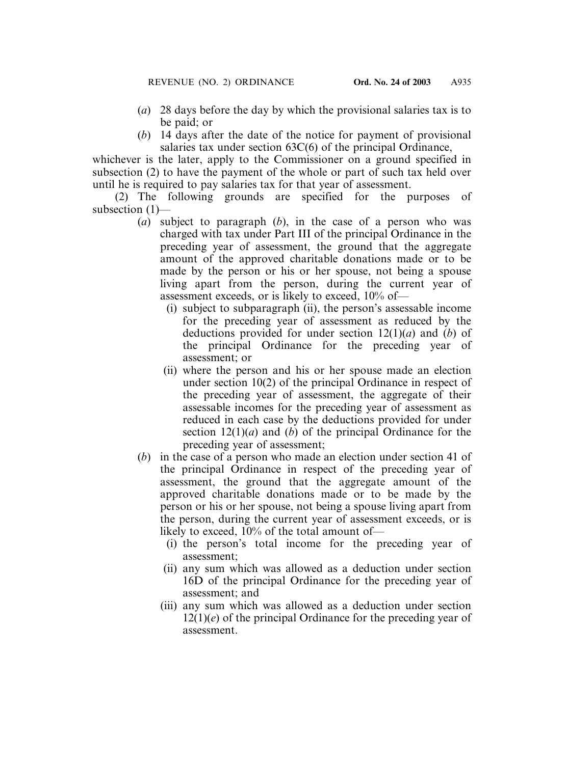(*a*) 28 days before the day by which the provisional salaries tax is to be paid; or

(*b*) 14 days after the date of the notice for payment of provisional salaries tax under section 63C(6) of the principal Ordinance,

whichever is the later, apply to the Commissioner on a ground specified in subsection (2) to have the payment of the whole or part of such tax held over until he is required to pay salaries tax for that year of assessment.

(2) The following grounds are specified for the purposes of subsection (1)—

(*a*) subject to paragraph (*b*), in the case of a person who was charged with tax under Part III of the principal Ordinance in the preceding year of assessment, the ground that the aggregate amount of the approved charitable donations made or to be made by the person or his or her spouse, not being a spouse living apart from the person, during the current year of assessment exceeds, or is likely to exceed, 10% of—

(i) subject to subparagraph (ii), the person's assessable income for the preceding year of assessment as reduced by the deductions provided for under section 12(1)(*a*) and (*b*) of the principal Ordinance for the preceding year of assessment; or

(ii) where the person and his or her spouse made an election under section 10(2) of the principal Ordinance in respect of the preceding year of assessment, the aggregate of their assessable incomes for the preceding year of assessment as reduced in each case by the deductions provided for under section 12(1)(*a*) and (*b*) of the principal Ordinance for the preceding year of assessment;

(*b*) in the case of a person who made an election under section 41 of the principal Ordinance in respect of the preceding year of assessment, the ground that the aggregate amount of the approved charitable donations made or to be made by the person or his or her spouse, not being a spouse living apart from the person, during the current year of assessment exceeds, or is likely to exceed, 10% of the total amount of—

(i) the person's total income for the preceding year of assessment;

(ii) any sum which was allowed as a deduction under section 16D of the principal Ordinance for the preceding year of assessment; and

(iii) any sum which was allowed as a deduction under section 12(1)(*e*) of the principal Ordinance for the preceding year of assessment.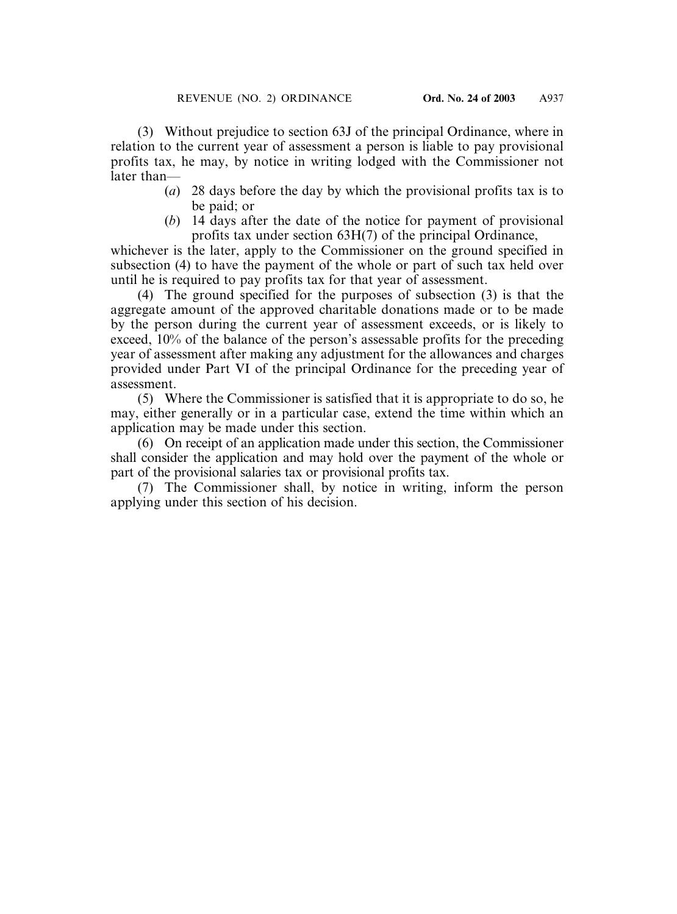(3) Without prejudice to section 63J of the principal Ordinance, where in relation to the current year of assessment a person is liable to pay provisional profits tax, he may, by notice in writing lodged with the Commissioner not later than—

- (*a*) 28 days before the day by which the provisional profits tax is to be paid; or
- (*b*) 14 days after the date of the notice for payment of provisional profits tax under section 63H(7) of the principal Ordinance,

whichever is the later, apply to the Commissioner on the ground specified in subsection (4) to have the payment of the whole or part of such tax held over until he is required to pay profits tax for that year of assessment.

(4) The ground specified for the purposes of subsection (3) is that the aggregate amount of the approved charitable donations made or to be made by the person during the current year of assessment exceeds, or is likely to exceed, 10% of the balance of the person's assessable profits for the preceding year of assessment after making any adjustment for the allowances and charges provided under Part VI of the principal Ordinance for the preceding year of assessment.

(5) Where the Commissioner is satisfied that it is appropriate to do so, he may, either generally or in a particular case, extend the time within which an application may be made under this section.

(6) On receipt of an application made under this section, the Commissioner shall consider the application and may hold over the payment of the whole or part of the provisional salaries tax or provisional profits tax.

(7) The Commissioner shall, by notice in writing, inform the person applying under this section of his decision.